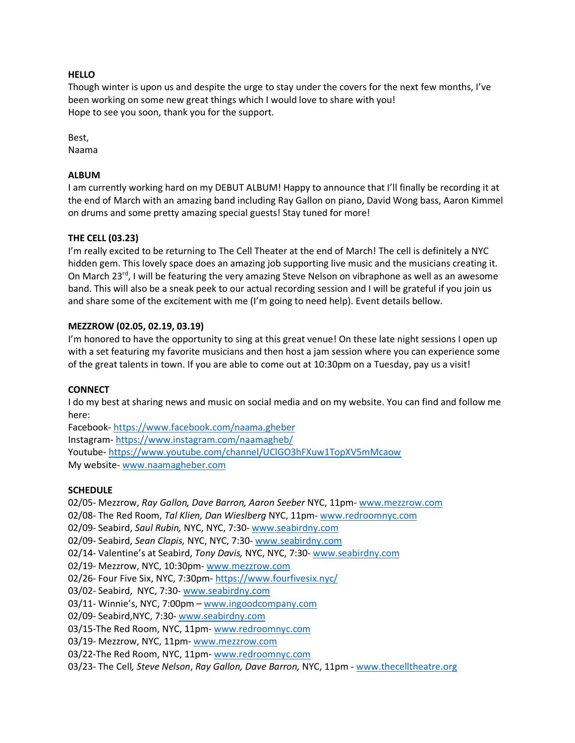**HELLO**

Though winter is upon us and despite the urge to stay under the covers for the next few months, I've been working on some new great things which I would love to share with you!
Hope to see you soon, thank you for the support.

Best,
Naama

**ALBUM**

I am currently working hard on my DEBUT ALBUM! Happy to announce that I'll finally be recording it at the end of March with an amazing band including Ray Gallon on piano, David Wong bass, Aaron Kimmel on drums and some pretty amazing special guests! Stay tuned for more!

**THE CELL (03.23)**

I'm really excited to be returning to The Cell Theater at the end of March! The cell is definitely a NYC hidden gem. This lovely space does an amazing job supporting live music and the musicians creating it. On March 23rd, I will be featuring the very amazing Steve Nelson on vibraphone as well as an awesome band. This will also be a sneak peek to our actual recording session and I will be grateful if you join us and share some of the excitement with me (I'm going to need help). Event details bellow.

**MEZZROW (02.05, 02.19, 03.19)**

I'm honored to have the opportunity to sing at this great venue! On these late night sessions I open up with a set featuring my favorite musicians and then host a jam session where you can experience some of the great talents in town. If you are able to come out at 10:30pm on a Tuesday, pay us a visit!

**CONNECT**

I do my best at sharing news and music on social media and on my website. You can find and follow me here:
Facebook- https://www.facebook.com/naama.gheber
Instagram- https://www.instagram.com/naamagheb/
Youtube- https://www.youtube.com/channel/UClGO3hFXuw1TopXV5mMcaow
My website- www.naamagheber.com

**SCHEDULE**

02/05- Mezzrow, *Ray Gallon, Dave Barron, Aaron Seeber* NYC, 11pm- www.mezzrow.com
02/08- The Red Room, *Tal Klien, Dan Wieslberg* NYC, 11pm- www.redroomnyc.com
02/09- Seabird, *Saul Rubin,* NYC, NYC, 7:30- www.seabirdny.com
02/09- Seabird, *Sean Clapis,* NYC, NYC, 7:30- www.seabirdny.com
02/14- Valentine's at Seabird, *Tony Davis,* NYC, NYC, 7:30- www.seabirdny.com
02/19- Mezzrow, NYC, 10:30pm- www.mezzrow.com
02/26- Four Five Six, NYC, 7:30pm- https://www.fourfivesix.nyc/
03/02- Seabird, NYC, 7:30- www.seabirdny.com
03/11- Winnie's, NYC, 7:00pm – www.ingoodcompany.com
02/09- Seabird,NYC, 7:30- www.seabirdny.com
03/15-The Red Room, NYC, 11pm- www.redroomnyc.com
03/19- Mezzrow, NYC, 11pm- www.mezzrow.com
03/22-The Red Room, NYC, 11pm- www.redroomnyc.com
03/23- The Cell*, Steve Nelson*, *Ray Gallon, Dave Barron,* NYC, 11pm - www.thecelltheatre.org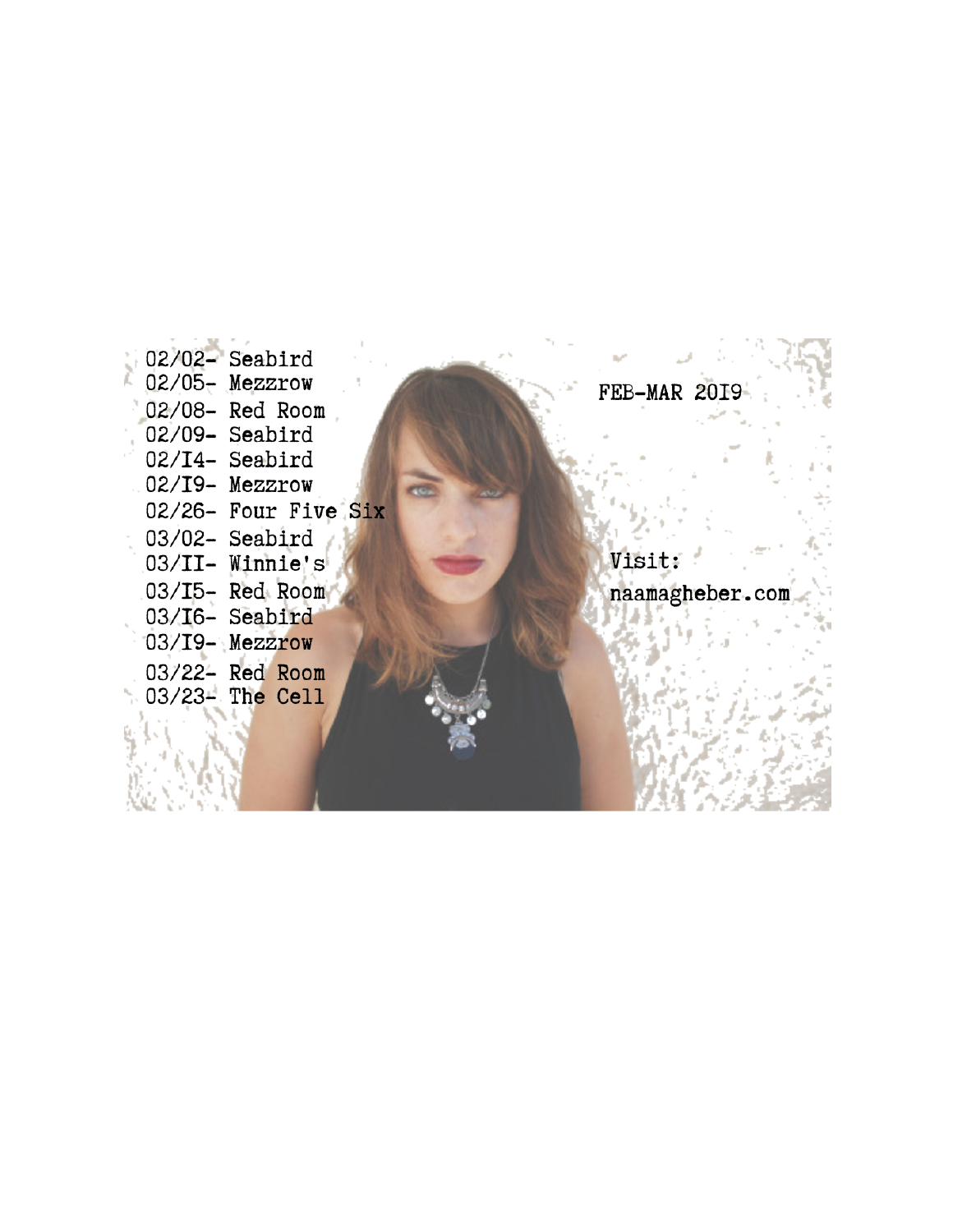02/02- Seabird
02/05- Mezzrow
02/08- Red Room
02/09- Seabird
02/14- Seabird
02/19- Mezzrow
02/26- Four Five Six
03/02- Seabird
03/11- Winnie's
03/15- Red Room
03/16- Seabird
03/19- Mezzrow
03/22- Red Room
03/23- The Cell

FEB-MAR 2019

Visit:
naamagheber.com